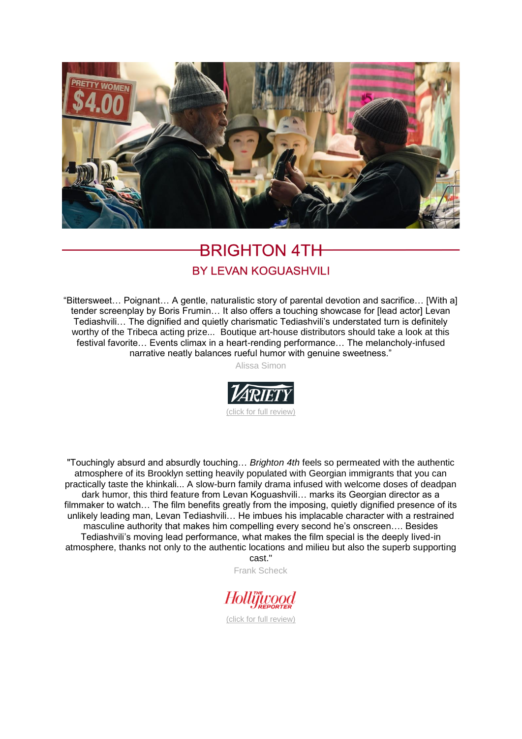# BRIGHTON 4TH

## BY LEVAN KOGUASHVILI

“Bittersweet… Poignant… A gentle, naturalistic story of parental devotion and sacrifice… [With a] tender screenplay by Boris Frumin… It also offers a touching showcase for [lead actor] Levan Tediashvili… The dignified and quietly charismatic Tediashvili’s understated turn is definitely worthy of the Tribeca acting prize... Boutique art-house distributors should take a look at this festival favorite… Events climax in a heart-rending performance… The melancholy-infused narrative neatly balances rueful humor with genuine sweetness.”

Alissa Simon

VARIETY

(click for full review)

"Touchingly absurd and absurdly touching… *Brighton 4th* feels so permeated with the authentic atmosphere of its Brooklyn setting heavily populated with Georgian immigrants that you can practically taste the khinkali... A slow-burn family drama infused with welcome doses of deadpan dark humor, this third feature from Levan Koguashvili… marks its Georgian director as a filmmaker to watch… The film benefits greatly from the imposing, quietly dignified presence of its unlikely leading man, Levan Tediashvili… He imbues his implacable character with a restrained masculine authority that makes him compelling every second he’s onscreen…. Besides Tediashvili’s moving lead performance, what makes the film special is the deeply lived-in atmosphere, thanks not only to the authentic locations and milieu but also the superb supporting cast."

Frank Scheck

The Hollywood Reporter

(click for full review)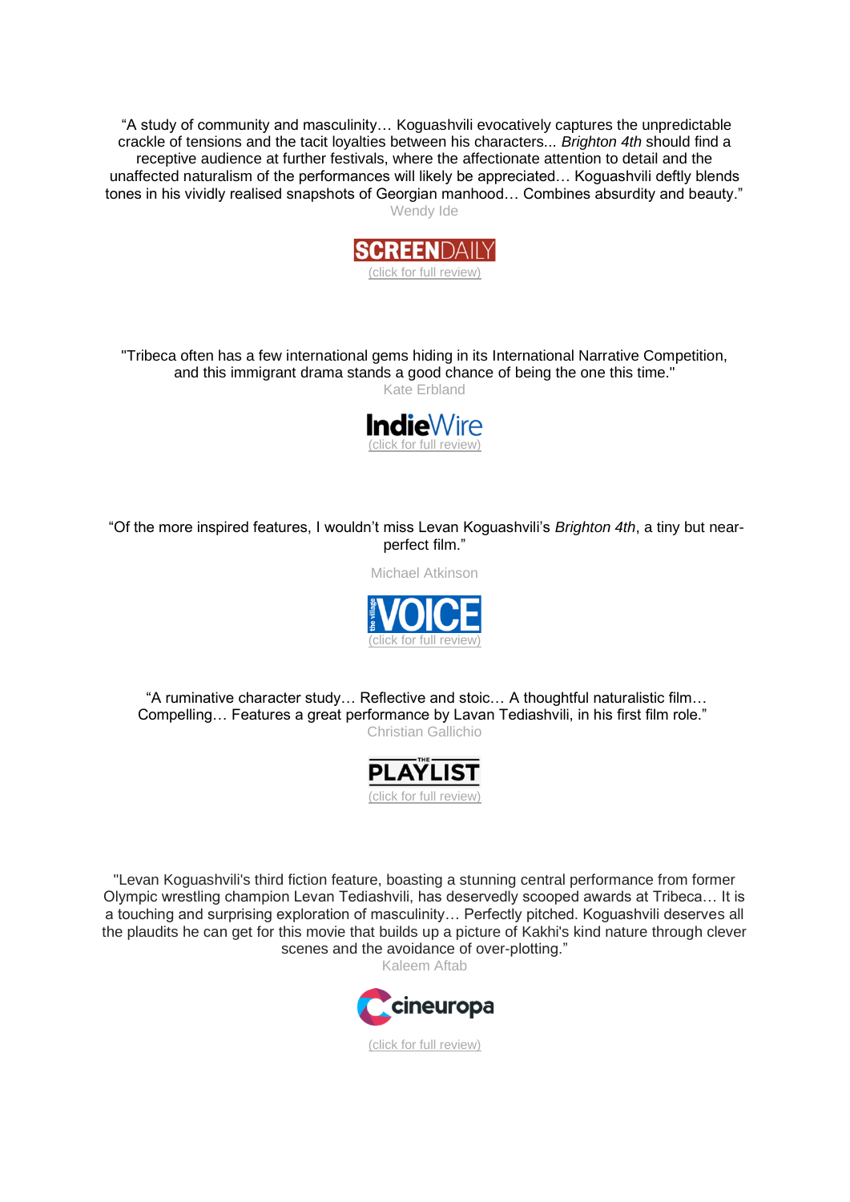"A study of community and masculinity… Koguashvili evocatively captures the unpredictable crackle of tensions and the tacit loyalties between his characters... *Brighton 4th* should find a receptive audience at further festivals, where the affectionate attention to detail and the unaffected naturalism of the performances will likely be appreciated… Koguashvili deftly blends tones in his vividly realised snapshots of Georgian manhood… Combines absurdity and beauty."

Wendy Ide

SCREENDAILY

(click for full review)

"Tribeca often has a few international gems hiding in its International Narrative Competition, and this immigrant drama stands a good chance of being the one this time."

Kate Erbland

IndieWire

(click for full review)

"Of the more inspired features, I wouldn't miss Levan Koguashvili's *Brighton 4th*, a tiny but near-perfect film."

Michael Atkinson

the village VOICE

(click for full review)

"A ruminative character study… Reflective and stoic… A thoughtful naturalistic film… Compelling… Features a great performance by Lavan Tediashvili, in his first film role."

Christian Gallichio

THE PLAYLIST

(click for full review)

"Levan Koguashvili's third fiction feature, boasting a stunning central performance from former Olympic wrestling champion Levan Tediashvili, has deservedly scooped awards at Tribeca… It is a touching and surprising exploration of masculinity… Perfectly pitched. Koguashvili deserves all the plaudits he can get for this movie that builds up a picture of Kakhi's kind nature through clever scenes and the avoidance of over-plotting."

Kaleem Aftab

cineuropa

(click for full review)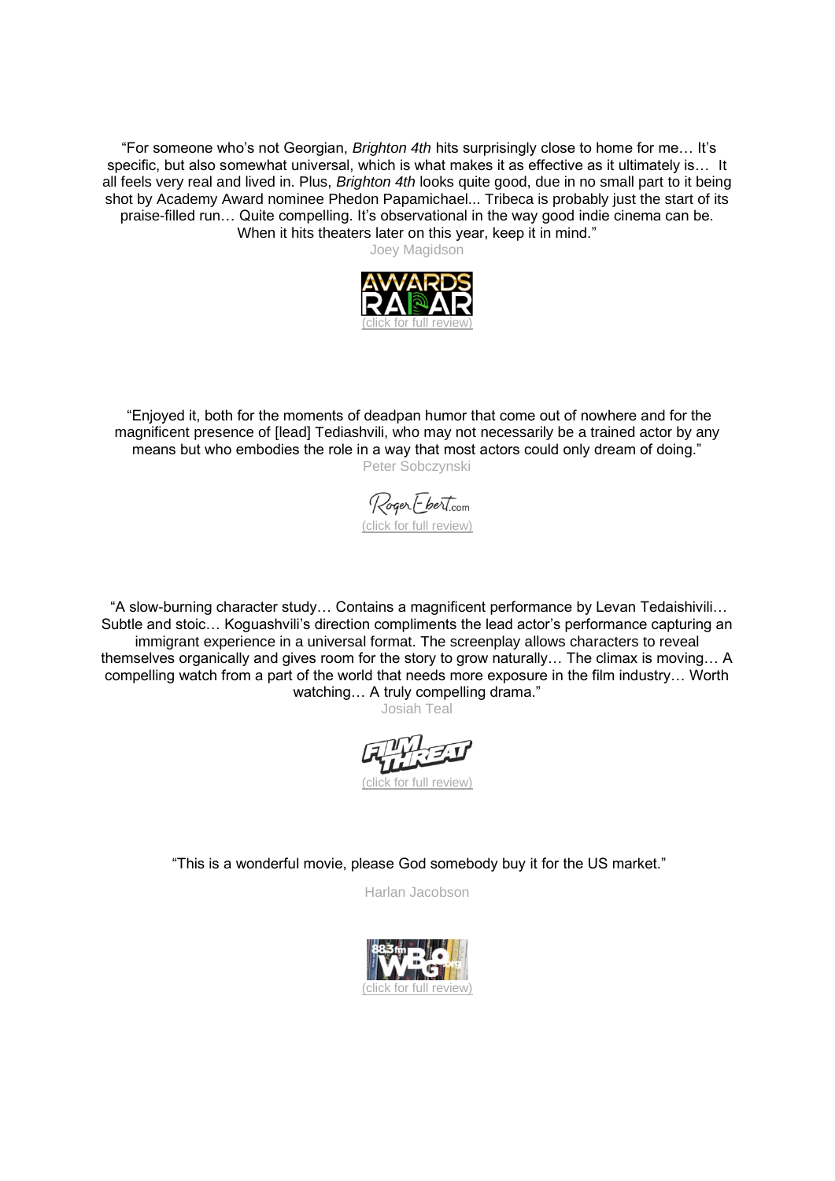"For someone who's not Georgian, *Brighton 4th* hits surprisingly close to home for me… It's specific, but also somewhat universal, which is what makes it as effective as it ultimately is… It all feels very real and lived in. Plus, *Brighton 4th* looks quite good, due in no small part to it being shot by Academy Award nominee Phedon Papamichael... Tribeca is probably just the start of its praise-filled run… Quite compelling. It's observational in the way good indie cinema can be. When it hits theaters later on this year, keep it in mind."

Joey Magidson

AWARDS RADAR

(click for full review)

"Enjoyed it, both for the moments of deadpan humor that come out of nowhere and for the magnificent presence of [lead] Tediashvili, who may not necessarily be a trained actor by any means but who embodies the role in a way that most actors could only dream of doing."

Peter Sobczynski

RogerEbert.com

(click for full review)

"A slow-burning character study… Contains a magnificent performance by Levan Tedaishivili… Subtle and stoic… Koguashvili's direction compliments the lead actor's performance capturing an immigrant experience in a universal format. The screenplay allows characters to reveal themselves organically and gives room for the story to grow naturally… The climax is moving… A compelling watch from a part of the world that needs more exposure in the film industry… Worth watching… A truly compelling drama."

Josiah Teal

FILM THREAT

(click for full review)

"This is a wonderful movie, please God somebody buy it for the US market."

Harlan Jacobson

88.3fm WBGO

(click for full review)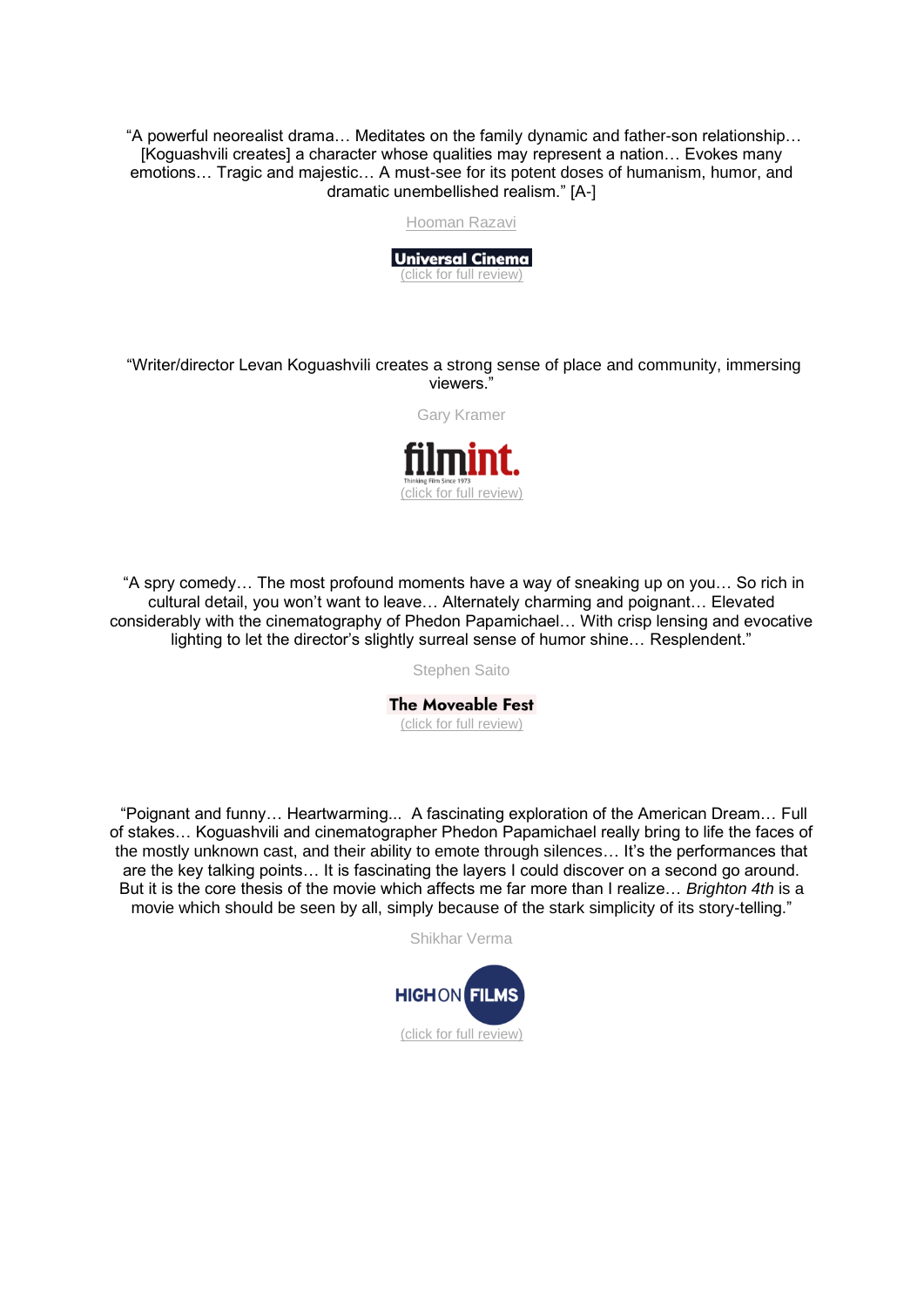"A powerful neorealist drama… Meditates on the family dynamic and father-son relationship… [Koguashvili creates] a character whose qualities may represent a nation… Evokes many emotions… Tragic and majestic… A must-see for its potent doses of humanism, humor, and dramatic unembellished realism." [A-]

Hooman Razavi

**Universal Cinema**

(click for full review)

"Writer/director Levan Koguashvili creates a strong sense of place and community, immersing viewers."

Gary Kramer

**filmint.**
Thinking Film Since 1973

(click for full review)

"A spry comedy… The most profound moments have a way of sneaking up on you… So rich in cultural detail, you won't want to leave… Alternately charming and poignant… Elevated considerably with the cinematography of Phedon Papamichael… With crisp lensing and evocative lighting to let the director's slightly surreal sense of humor shine… Resplendent."

Stephen Saito

**The Moveable Fest**

(click for full review)

"Poignant and funny… Heartwarming... A fascinating exploration of the American Dream… Full of stakes… Koguashvili and cinematographer Phedon Papamichael really bring to life the faces of the mostly unknown cast, and their ability to emote through silences… It's the performances that are the key talking points… It is fascinating the layers I could discover on a second go around. But it is the core thesis of the movie which affects me far more than I realize… *Brighton 4th* is a movie which should be seen by all, simply because of the stark simplicity of its story-telling."

Shikhar Verma

**HIGH ON FILMS**

(click for full review)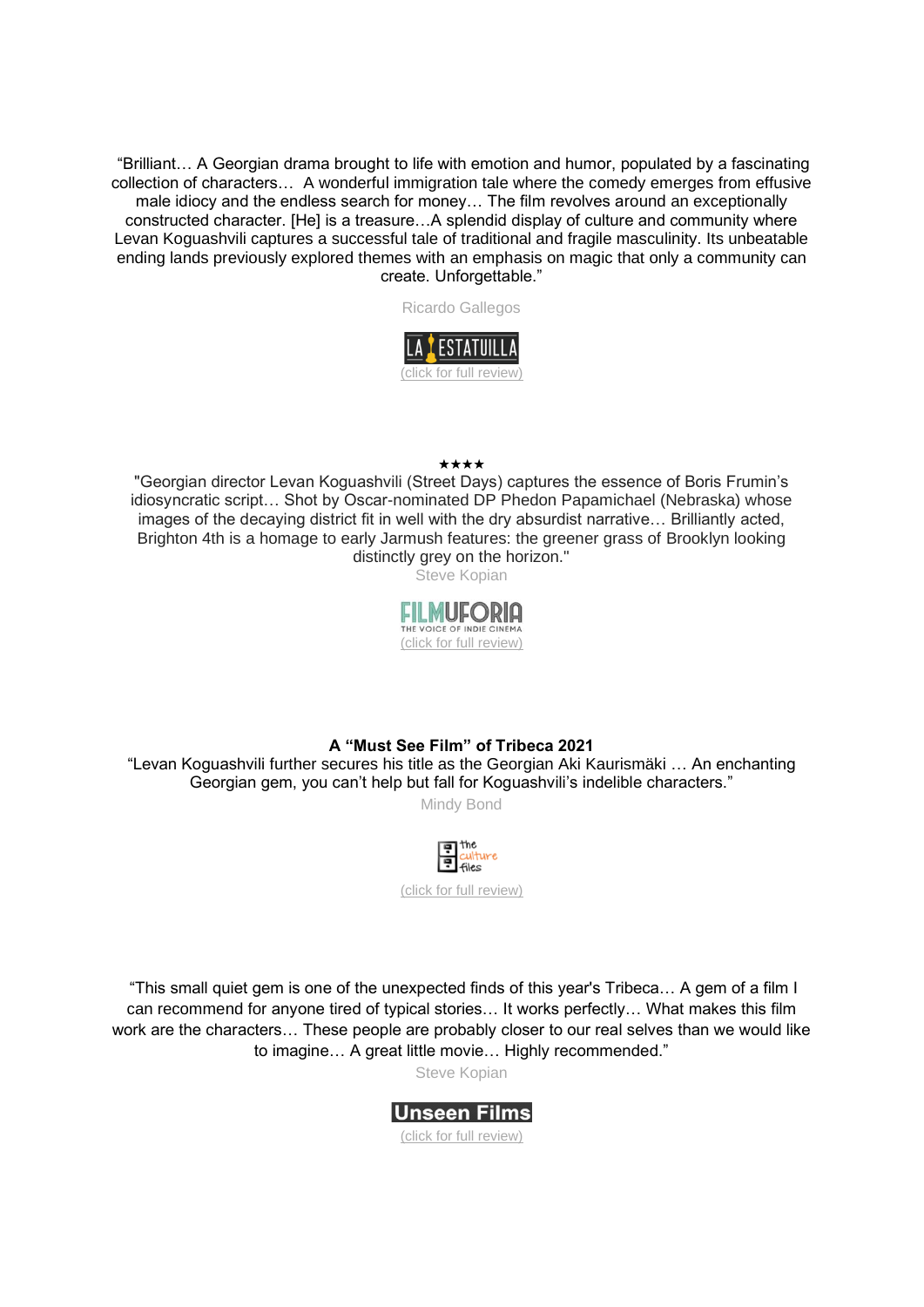"Brilliant… A Georgian drama brought to life with emotion and humor, populated by a fascinating collection of characters… A wonderful immigration tale where the comedy emerges from effusive male idiocy and the endless search for money… The film revolves around an exceptionally constructed character. [He] is a treasure…A splendid display of culture and community where Levan Koguashvili captures a successful tale of traditional and fragile masculinity. Its unbeatable ending lands previously explored themes with an emphasis on magic that only a community can create. Unforgettable."

Ricardo Gallegos

LA ESTATUILLA

(click for full review)

★★★★

"Georgian director Levan Koguashvili (Street Days) captures the essence of Boris Frumin's idiosyncratic script… Shot by Oscar-nominated DP Phedon Papamichael (Nebraska) whose images of the decaying district fit in well with the dry absurdist narrative… Brilliantly acted, Brighton 4th is a homage to early Jarmush features: the greener grass of Brooklyn looking distinctly grey on the horizon."

Steve Kopian

FILMUFORIA — THE VOICE OF INDIE CINEMA

(click for full review)

**A "Must See Film" of Tribeca 2021**

"Levan Koguashvili further secures his title as the Georgian Aki Kaurismäki … An enchanting Georgian gem, you can't help but fall for Koguashvili's indelible characters."

Mindy Bond

the culture files

(click for full review)

"This small quiet gem is one of the unexpected finds of this year's Tribeca… A gem of a film I can recommend for anyone tired of typical stories… It works perfectly… What makes this film work are the characters… These people are probably closer to our real selves than we would like to imagine… A great little movie… Highly recommended."

Steve Kopian

Unseen Films

(click for full review)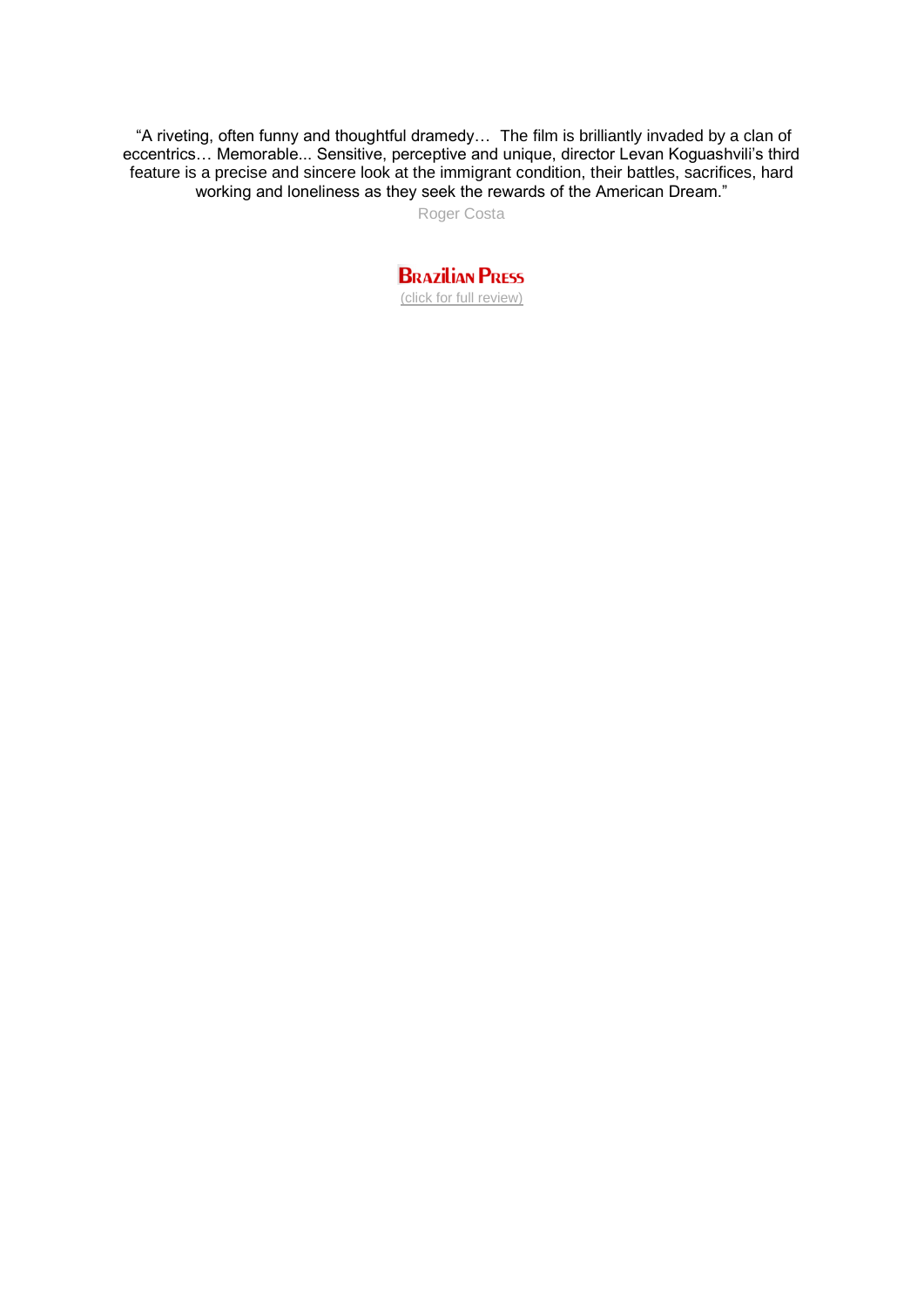"A riveting, often funny and thoughtful dramedy… The film is brilliantly invaded by a clan of eccentrics… Memorable... Sensitive, perceptive and unique, director Levan Koguashvili's third feature is a precise and sincere look at the immigrant condition, their battles, sacrifices, hard working and loneliness as they seek the rewards of the American Dream."

Roger Costa

**Brazilian Press**

(click for full review)